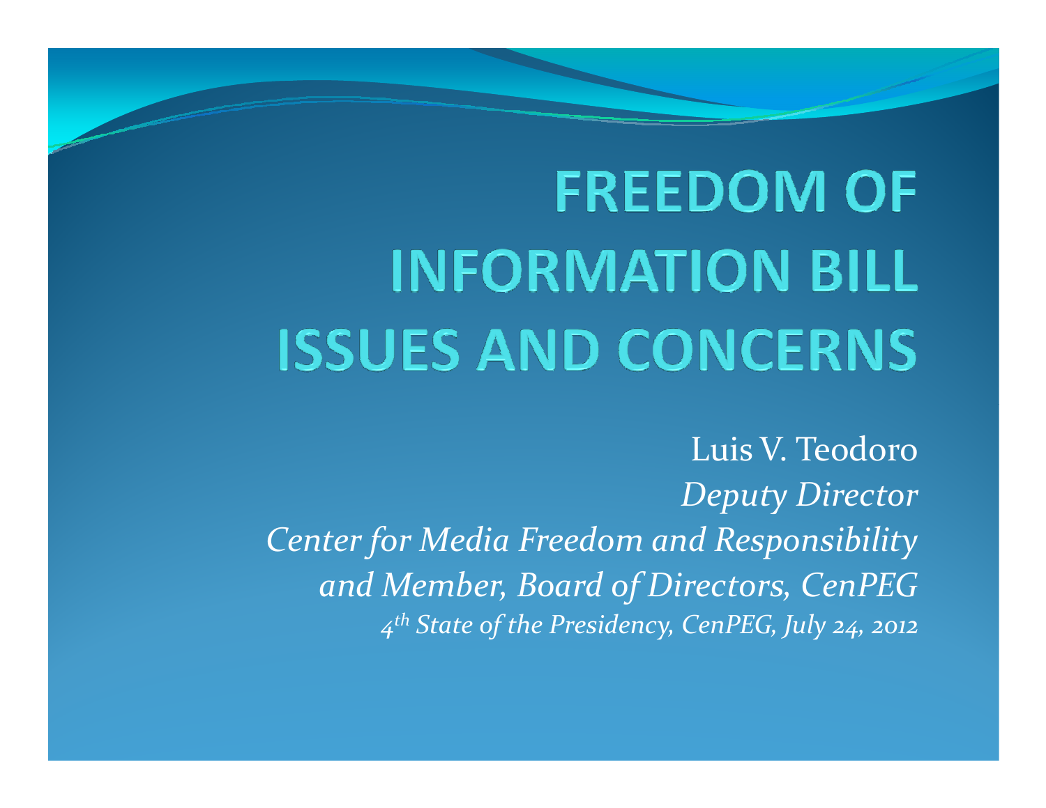# FREEDOM OF INFORMATION BILL ISSUES AND CONCERNS

Luis V. Teodoro

*Deputy Director*

*Center for Media Freedom and Responsibility and Member, Board of Directors, CenPEG*

*4th State of the Presidency, CenPEG, July 24, 2012*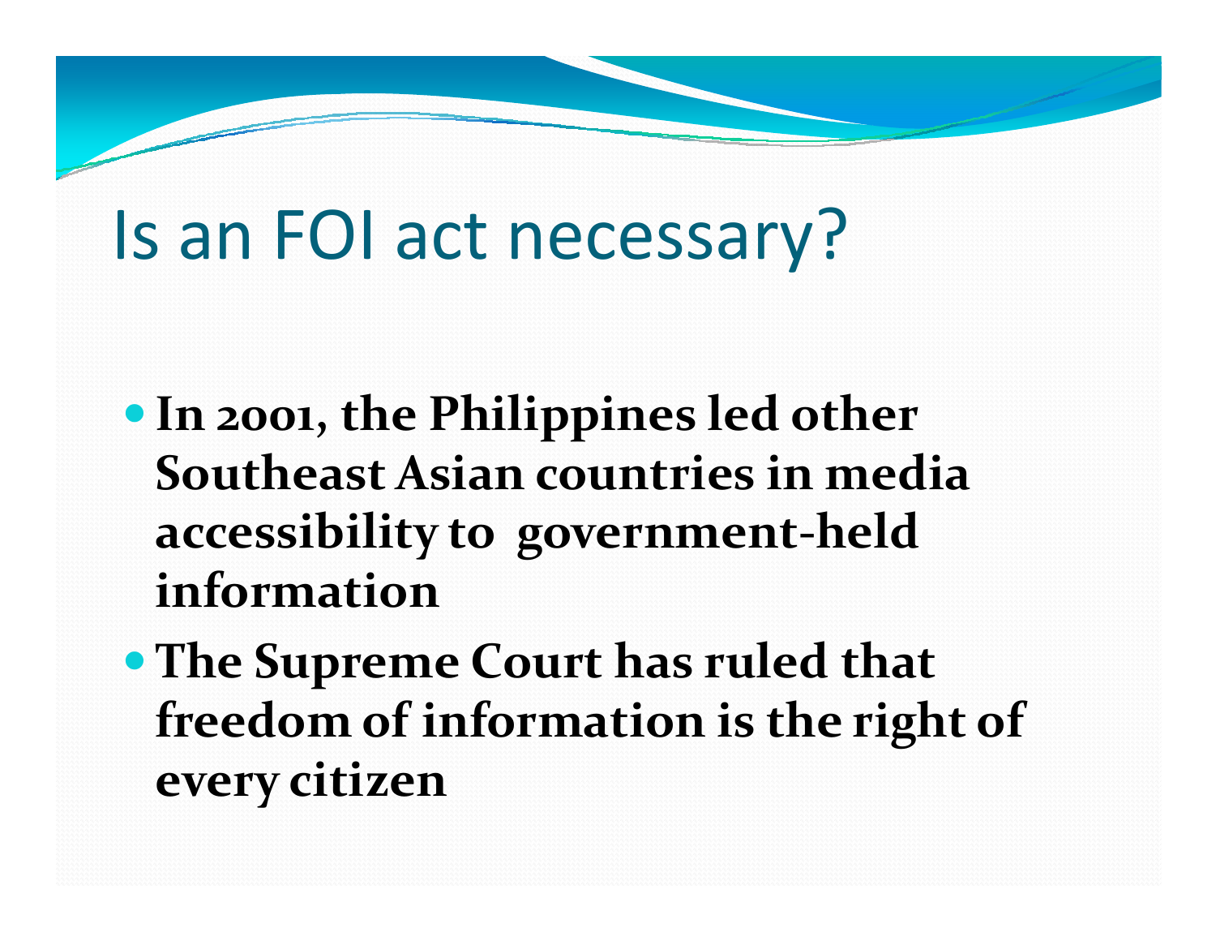# Is an FOI act necessary?

- **In 2001, the Philippines led other Southeast Asian countries in media accessibility to government-held information**
- **The Supreme Court has ruled that freedom of information is the right of every citizen**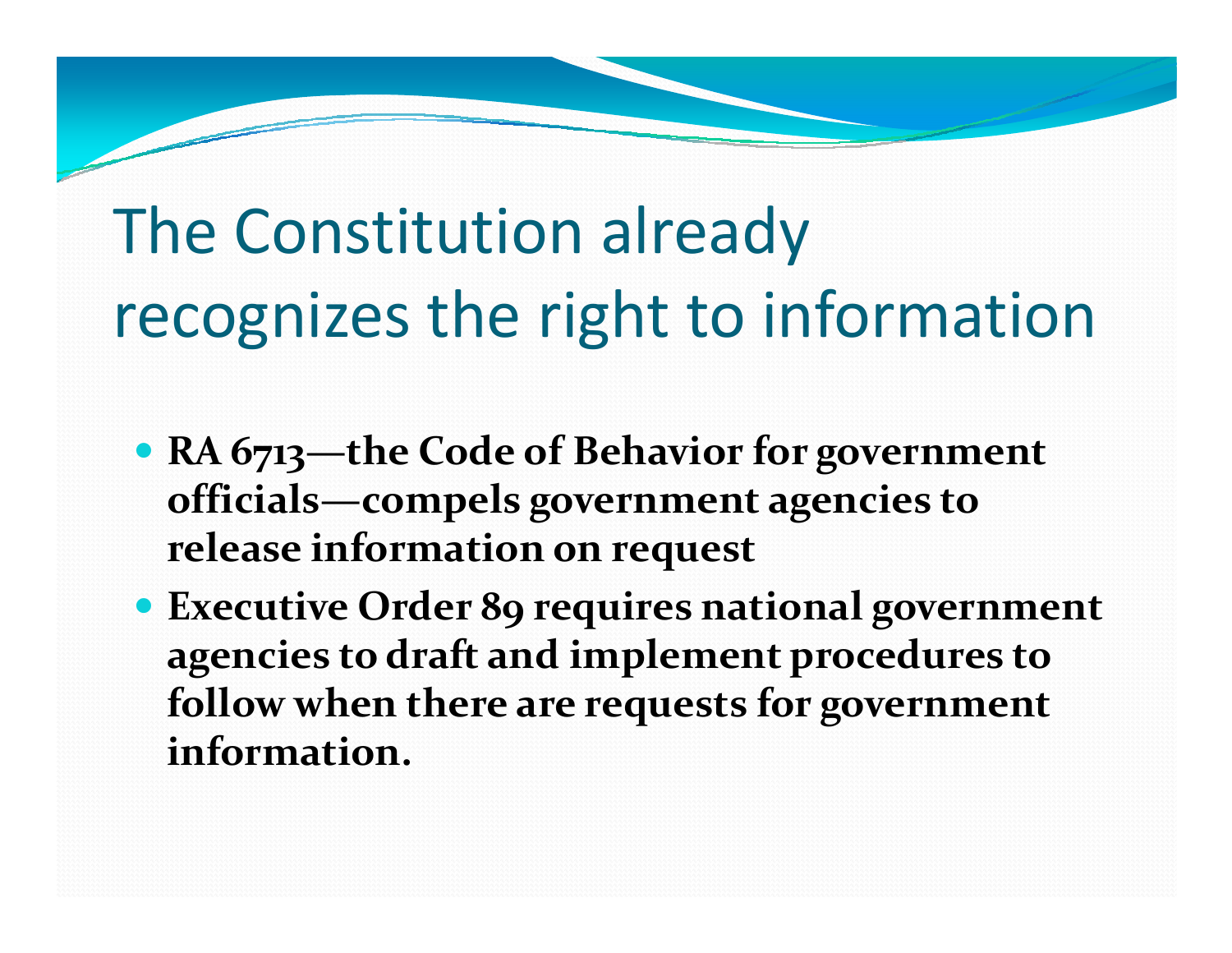# The Constitution already recognizes the right to information

- **RA 6713—the Code of Behavior for government officials—compels government agencies to release information on request**
- **Executive Order 89 requires national government agencies to draft and implement procedures to follow when there are requests for government information.**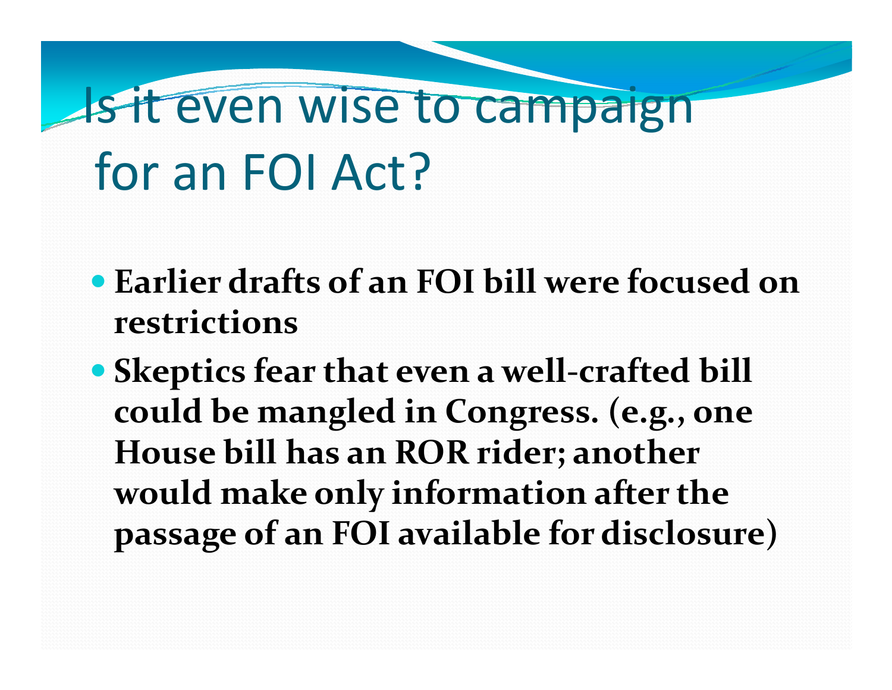# Is it even wise to campaign for an FOI Act?

- **Earlier drafts of an FOI bill were focused on restrictions**
- **Skeptics fear that even a well-crafted bill could be mangled in Congress. (e.g., one House bill has an ROR rider; another would make only information after the passage of an FOI available for disclosure)**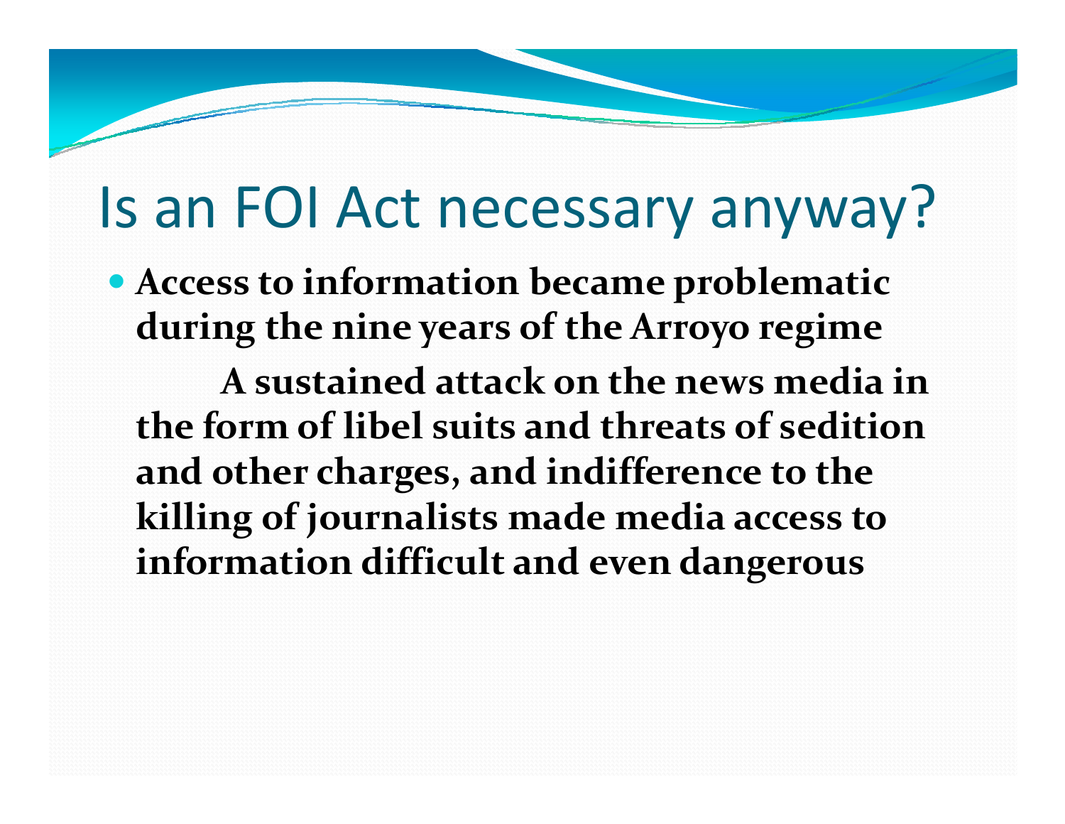# Is an FOI Act necessary anyway?

- **Access to information became problematic during the nine years of the Arroyo regime**

  **A sustained attack on the news media in the form of libel suits and threats of sedition and other charges, and indifference to the killing of journalists made media access to information difficult and even dangerous**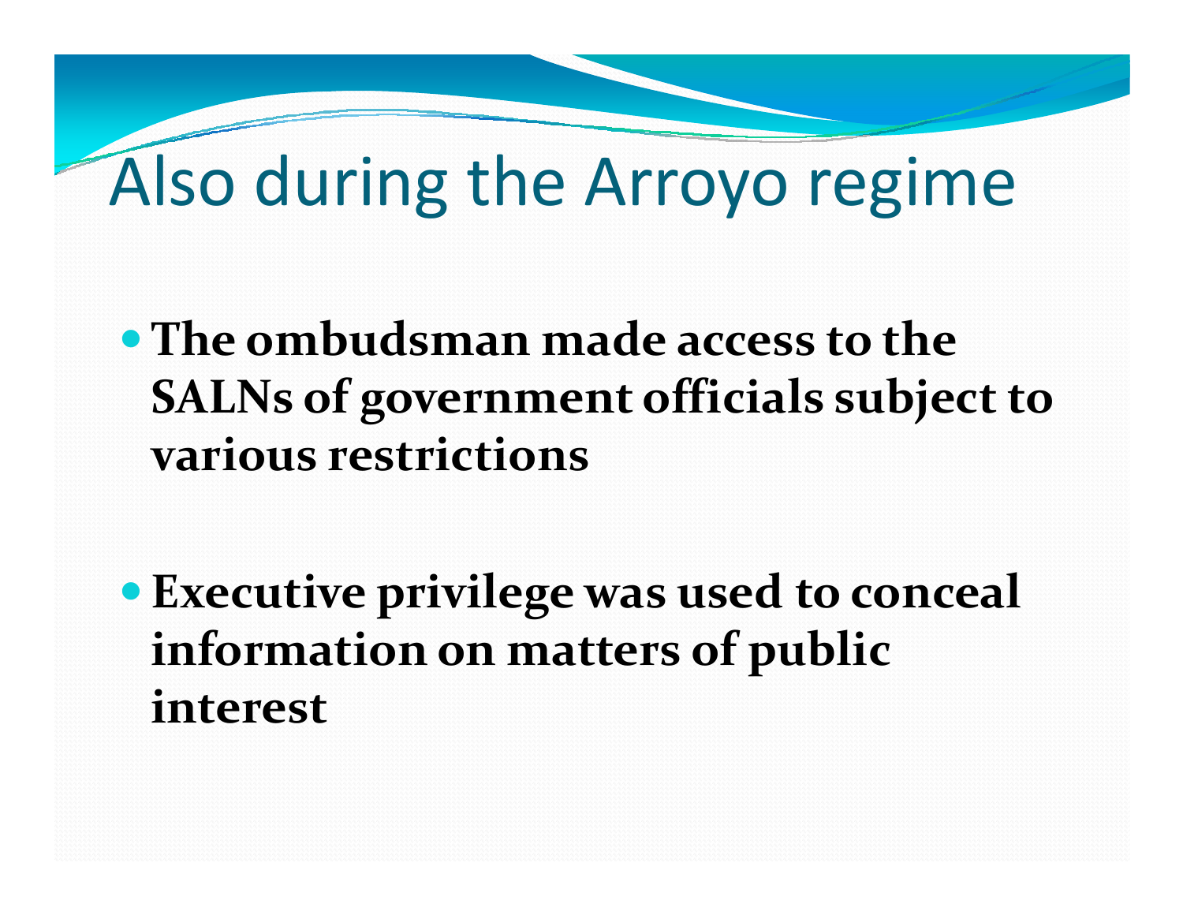# Also during the Arroyo regime

- **The ombudsman made access to the SALNs of government officials subject to various restrictions**

- **Executive privilege was used to conceal information on matters of public interest**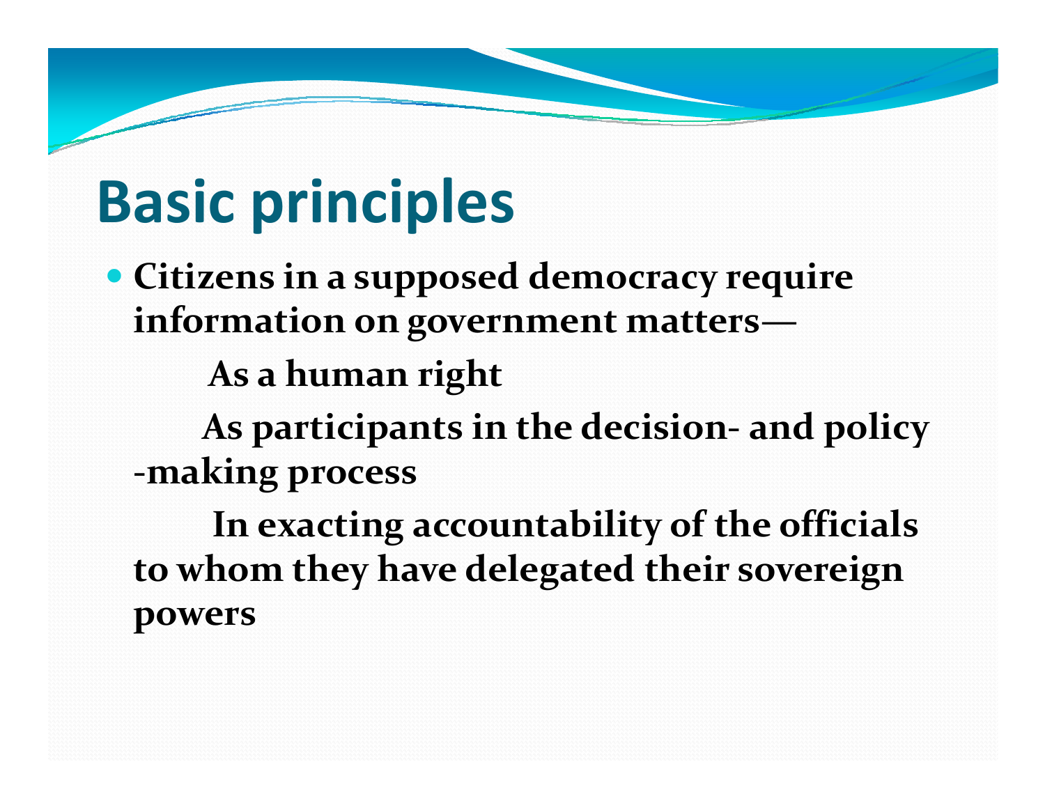# Basic principles

- **Citizens in a supposed democracy require information on government matters—**

  **As a human right**

  **As participants in the decision- and policy -making process**

  **In exacting accountability of the officials to whom they have delegated their sovereign powers**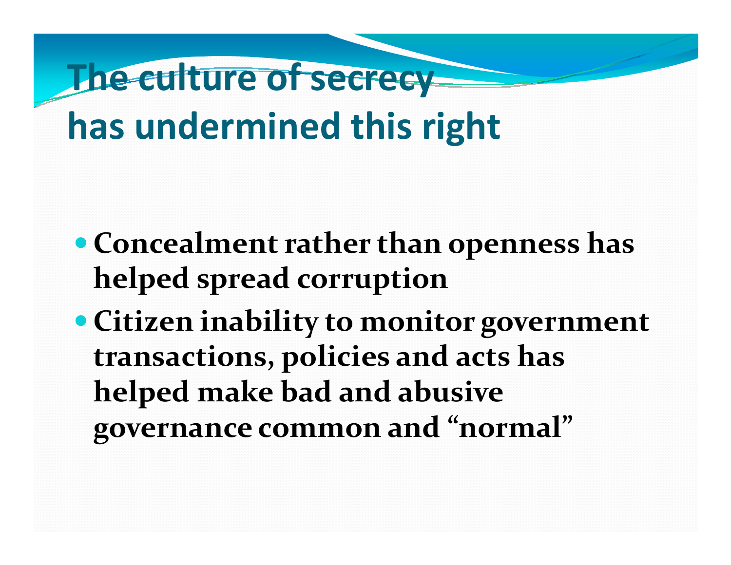# The culture of secrecy has undermined this right

- **Concealment rather than openness has helped spread corruption**
- **Citizen inability to monitor government transactions, policies and acts has helped make bad and abusive governance common and "normal"**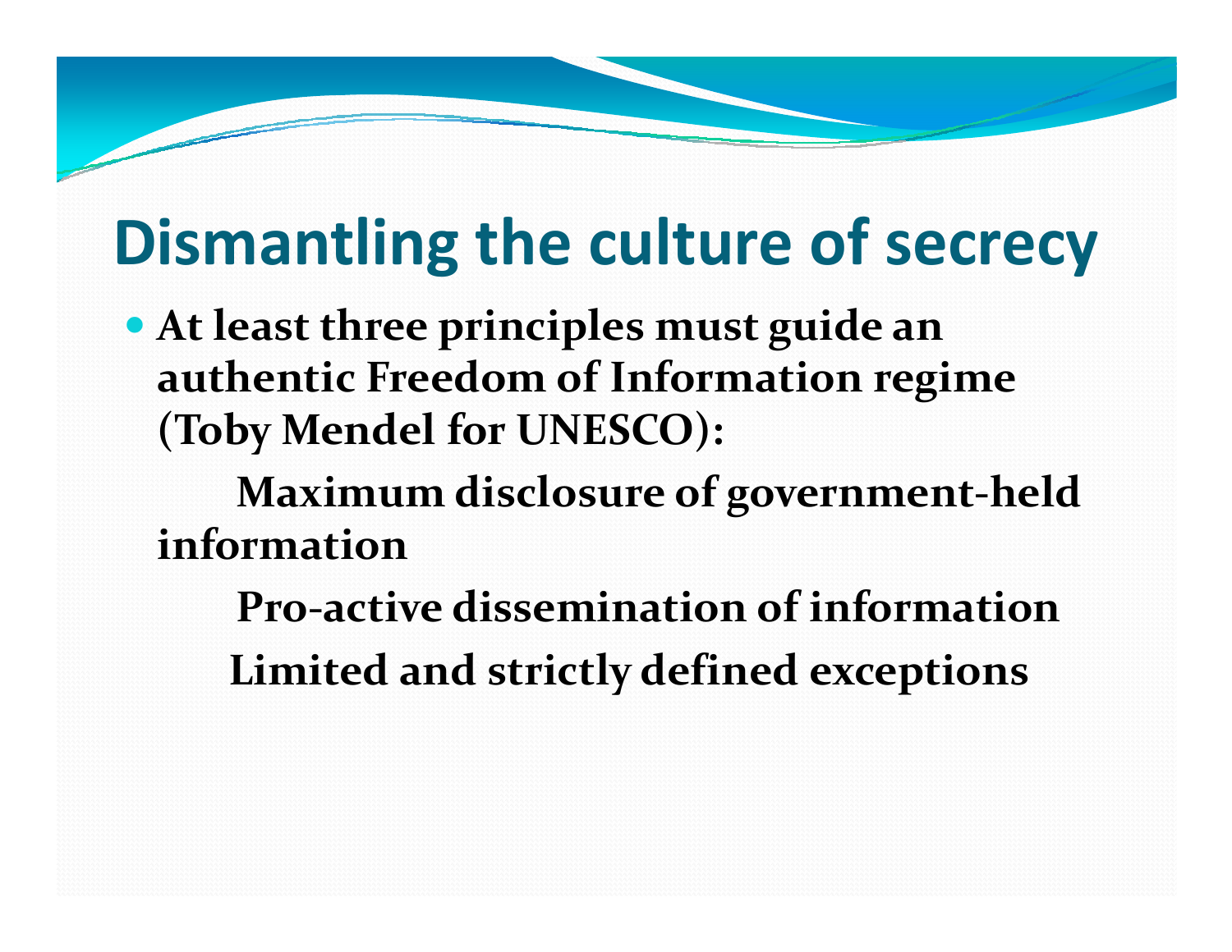# Dismantling the culture of secrecy

- **At least three principles must guide an authentic Freedom of Information regime (Toby Mendel for UNESCO):**
  - **Maximum disclosure of government-held information**
  - **Pro-active dissemination of information**
  - **Limited and strictly defined exceptions**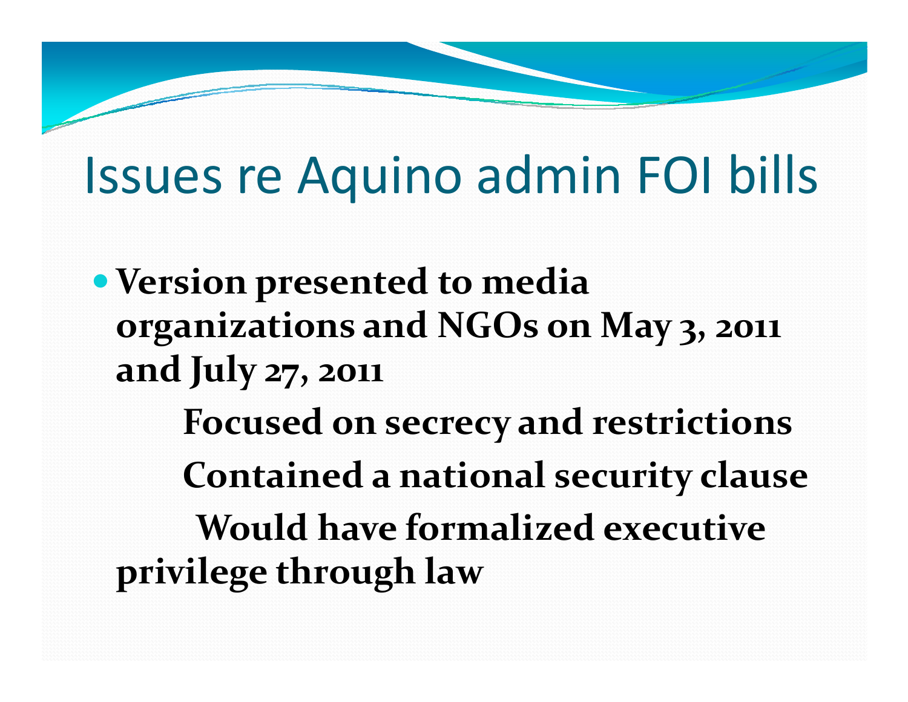# Issues re Aquino admin FOI bills

- **Version presented to media organizations and NGOs on May 3, 2011 and July 27, 2011**

  **Focused on secrecy and restrictions**

  **Contained a national security clause**

  **Would have formalized executive privilege through law**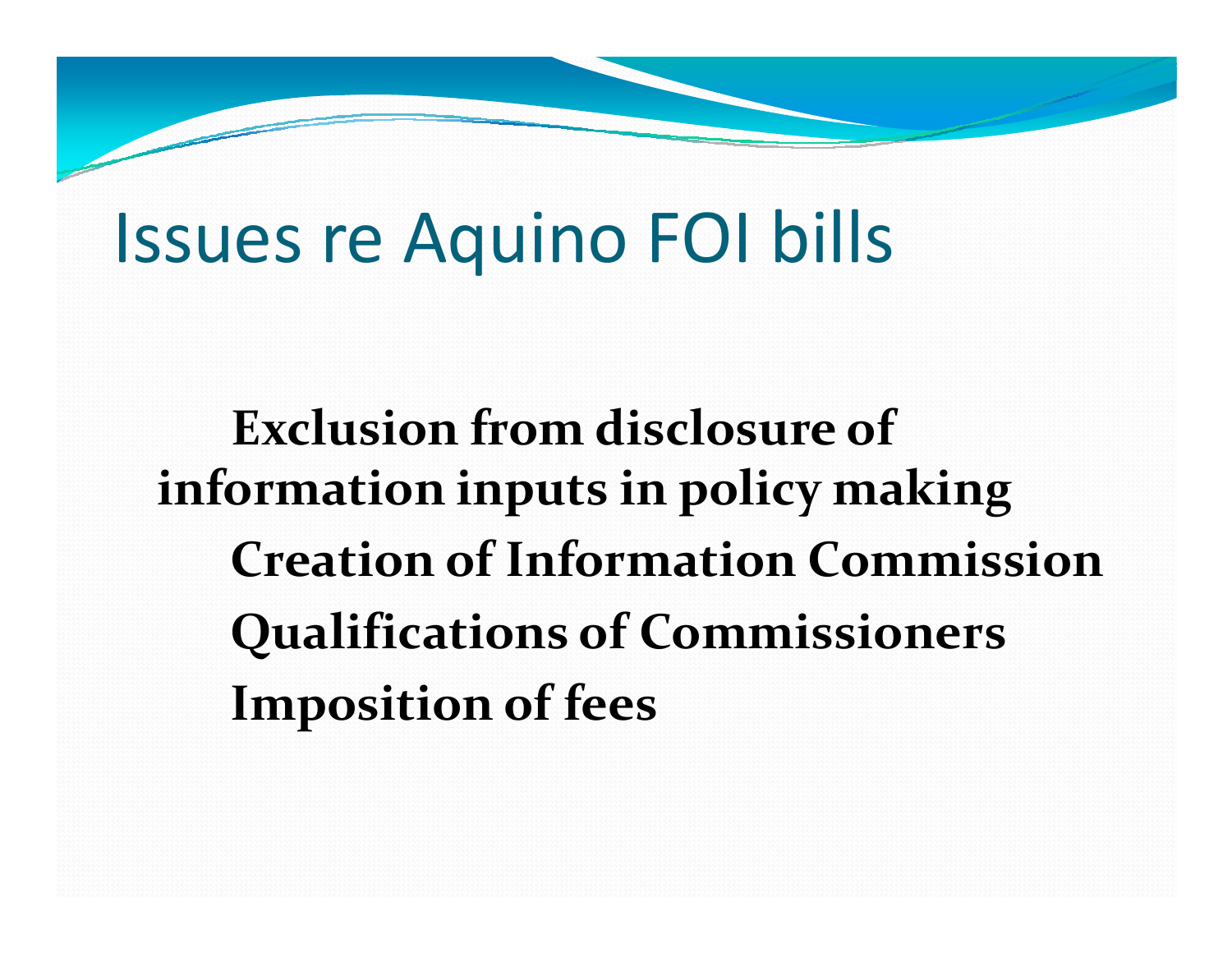# Issues re Aquino FOI bills

**Exclusion from disclosure of information inputs in policy making**

**Creation of Information Commission**

**Qualifications of Commissioners**

**Imposition of fees**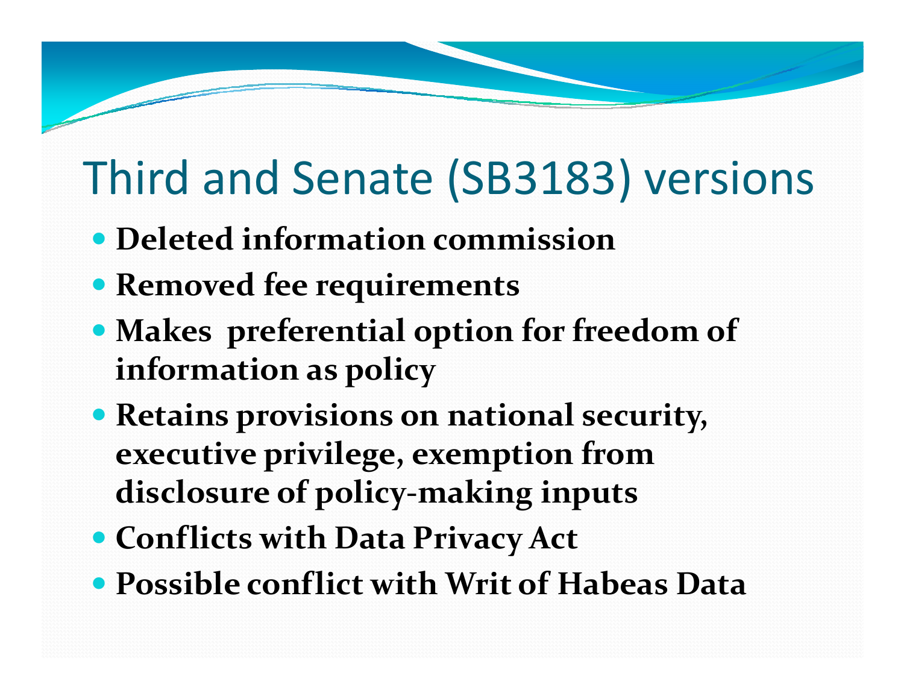# Third and Senate (SB3183) versions

- **Deleted information commission**
- **Removed fee requirements**
- **Makes preferential option for freedom of information as policy**
- **Retains provisions on national security, executive privilege, exemption from disclosure of policy-making inputs**
- **Conflicts with Data Privacy Act**
- **Possible conflict with Writ of Habeas Data**